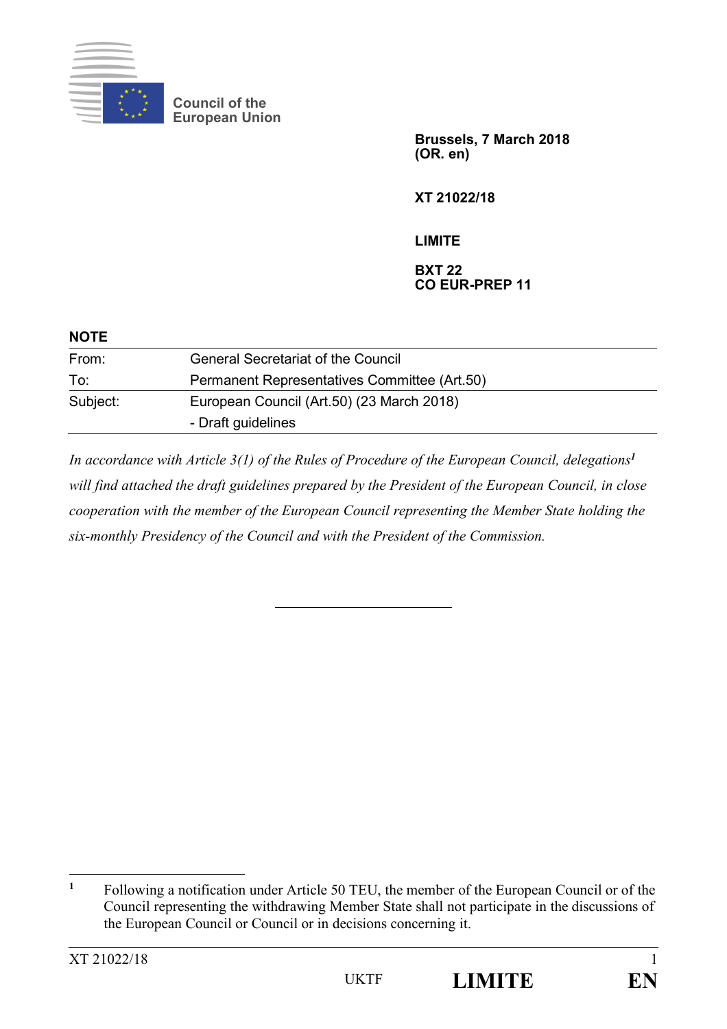Council of the European Union

**Brussels, 7 March 2018**
**(OR. en)**

**XT 21022/18**

**LIMITE**

**BXT 22**
**CO EUR-PREP 11**

**NOTE**

| | |
|---|---|
| From: | General Secretariat of the Council |
| To: | Permanent Representatives Committee (Art.50) |
| Subject: | European Council (Art.50) (23 March 2018)<br>- Draft guidelines |

*In accordance with Article 3(1) of the Rules of Procedure of the European Council, delegations*[1] *will find attached the draft guidelines prepared by the President of the European Council, in close cooperation with the member of the European Council representing the Member State holding the six-monthly Presidency of the Council and with the President of the Commission.*

---

[1] Following a notification under Article 50 TEU, the member of the European Council or of the Council representing the withdrawing Member State shall not participate in the discussions of the European Council or Council or in decisions concerning it.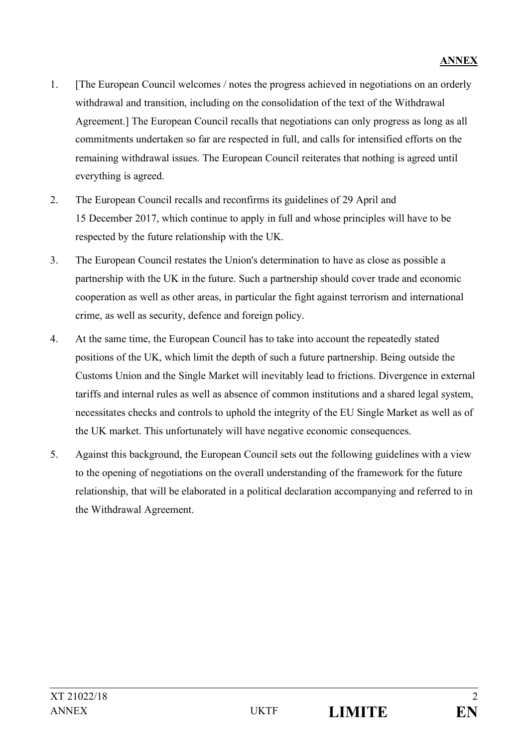**ANNEX**

1. [The European Council welcomes / notes the progress achieved in negotiations on an orderly withdrawal and transition, including on the consolidation of the text of the Withdrawal Agreement.] The European Council recalls that negotiations can only progress as long as all commitments undertaken so far are respected in full, and calls for intensified efforts on the remaining withdrawal issues. The European Council reiterates that nothing is agreed until everything is agreed.

2. The European Council recalls and reconfirms its guidelines of 29 April and 15 December 2017, which continue to apply in full and whose principles will have to be respected by the future relationship with the UK.

3. The European Council restates the Union's determination to have as close as possible a partnership with the UK in the future. Such a partnership should cover trade and economic cooperation as well as other areas, in particular the fight against terrorism and international crime, as well as security, defence and foreign policy.

4. At the same time, the European Council has to take into account the repeatedly stated positions of the UK, which limit the depth of such a future partnership. Being outside the Customs Union and the Single Market will inevitably lead to frictions. Divergence in external tariffs and internal rules as well as absence of common institutions and a shared legal system, necessitates checks and controls to uphold the integrity of the EU Single Market as well as of the UK market. This unfortunately will have negative economic consequences.

5. Against this background, the European Council sets out the following guidelines with a view to the opening of negotiations on the overall understanding of the framework for the future relationship, that will be elaborated in a political declaration accompanying and referred to in the Withdrawal Agreement.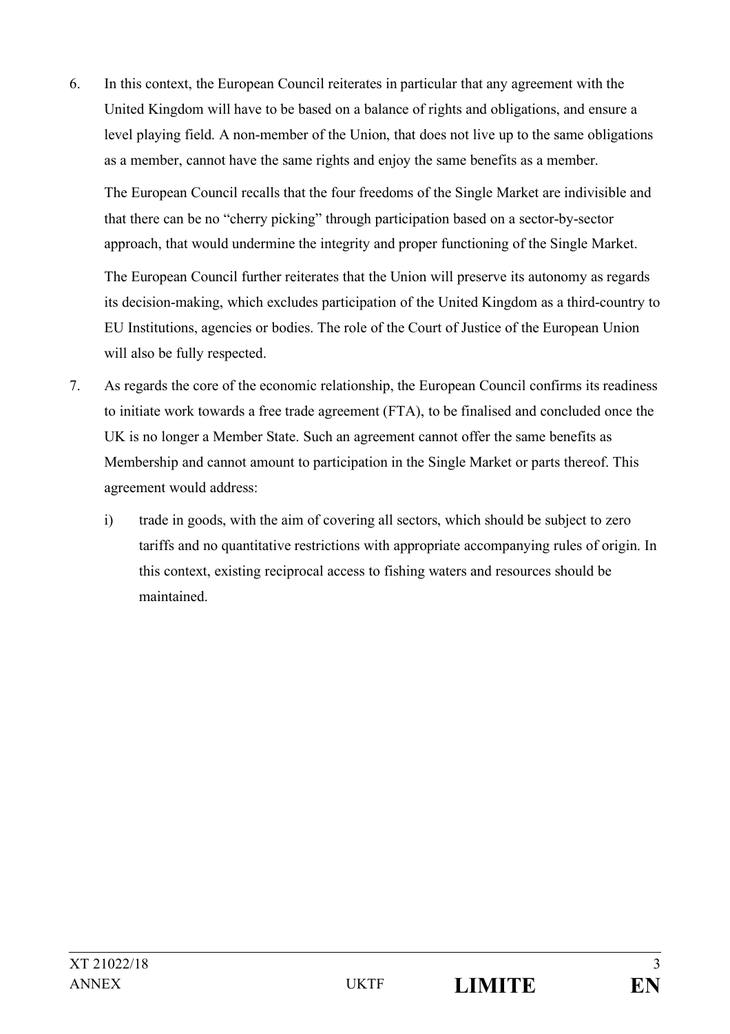6. In this context, the European Council reiterates in particular that any agreement with the United Kingdom will have to be based on a balance of rights and obligations, and ensure a level playing field. A non-member of the Union, that does not live up to the same obligations as a member, cannot have the same rights and enjoy the same benefits as a member.

   The European Council recalls that the four freedoms of the Single Market are indivisible and that there can be no "cherry picking" through participation based on a sector-by-sector approach, that would undermine the integrity and proper functioning of the Single Market.

   The European Council further reiterates that the Union will preserve its autonomy as regards its decision-making, which excludes participation of the United Kingdom as a third-country to EU Institutions, agencies or bodies. The role of the Court of Justice of the European Union will also be fully respected.

7. As regards the core of the economic relationship, the European Council confirms its readiness to initiate work towards a free trade agreement (FTA), to be finalised and concluded once the UK is no longer a Member State. Such an agreement cannot offer the same benefits as Membership and cannot amount to participation in the Single Market or parts thereof. This agreement would address:

   i) trade in goods, with the aim of covering all sectors, which should be subject to zero tariffs and no quantitative restrictions with appropriate accompanying rules of origin. In this context, existing reciprocal access to fishing waters and resources should be maintained.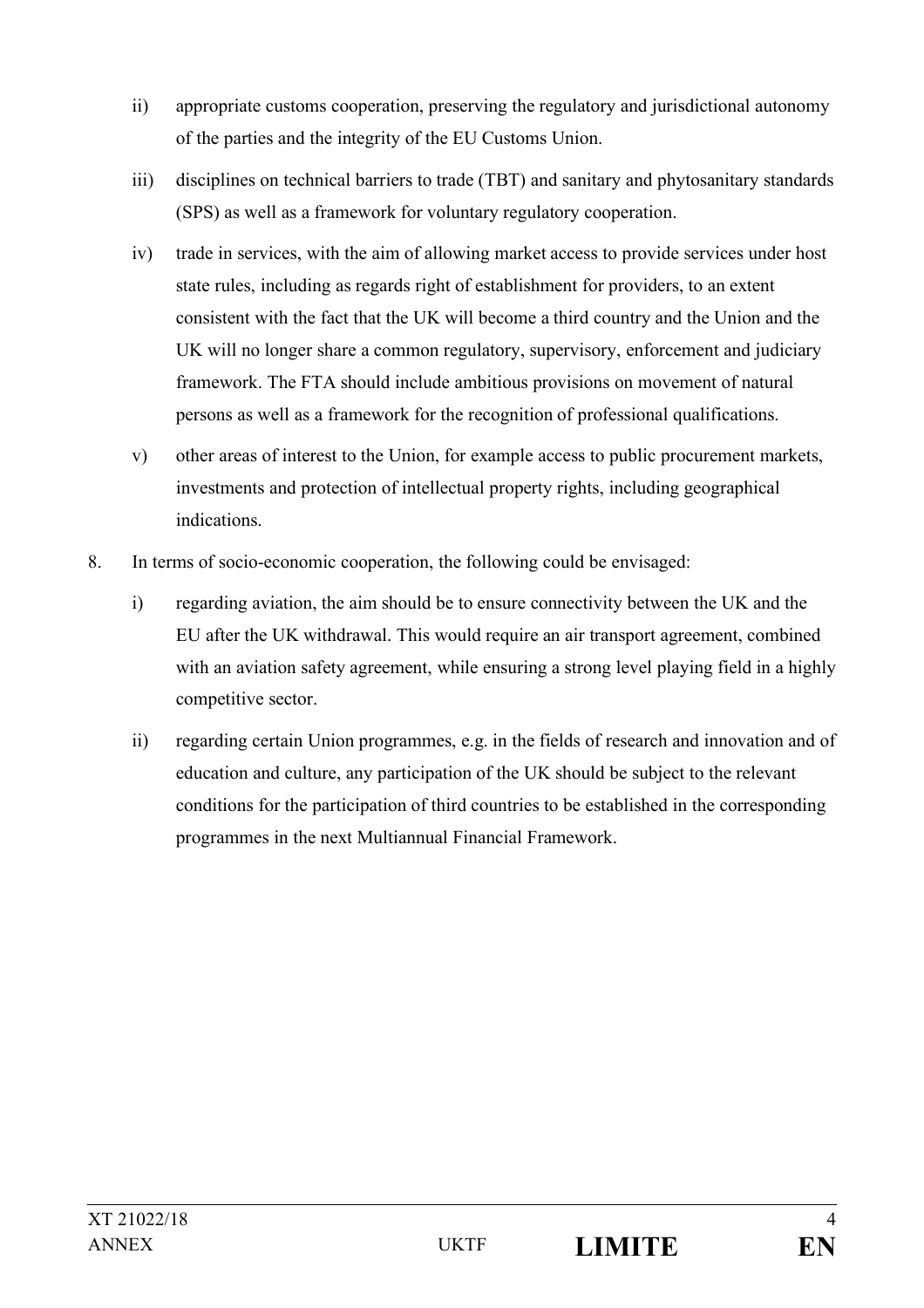ii) appropriate customs cooperation, preserving the regulatory and jurisdictional autonomy of the parties and the integrity of the EU Customs Union.

iii) disciplines on technical barriers to trade (TBT) and sanitary and phytosanitary standards (SPS) as well as a framework for voluntary regulatory cooperation.

iv) trade in services, with the aim of allowing market access to provide services under host state rules, including as regards right of establishment for providers, to an extent consistent with the fact that the UK will become a third country and the Union and the UK will no longer share a common regulatory, supervisory, enforcement and judiciary framework. The FTA should include ambitious provisions on movement of natural persons as well as a framework for the recognition of professional qualifications.

v) other areas of interest to the Union, for example access to public procurement markets, investments and protection of intellectual property rights, including geographical indications.

8. In terms of socio-economic cooperation, the following could be envisaged:

i) regarding aviation, the aim should be to ensure connectivity between the UK and the EU after the UK withdrawal. This would require an air transport agreement, combined with an aviation safety agreement, while ensuring a strong level playing field in a highly competitive sector.

ii) regarding certain Union programmes, e.g. in the fields of research and innovation and of education and culture, any participation of the UK should be subject to the relevant conditions for the participation of third countries to be established in the corresponding programmes in the next Multiannual Financial Framework.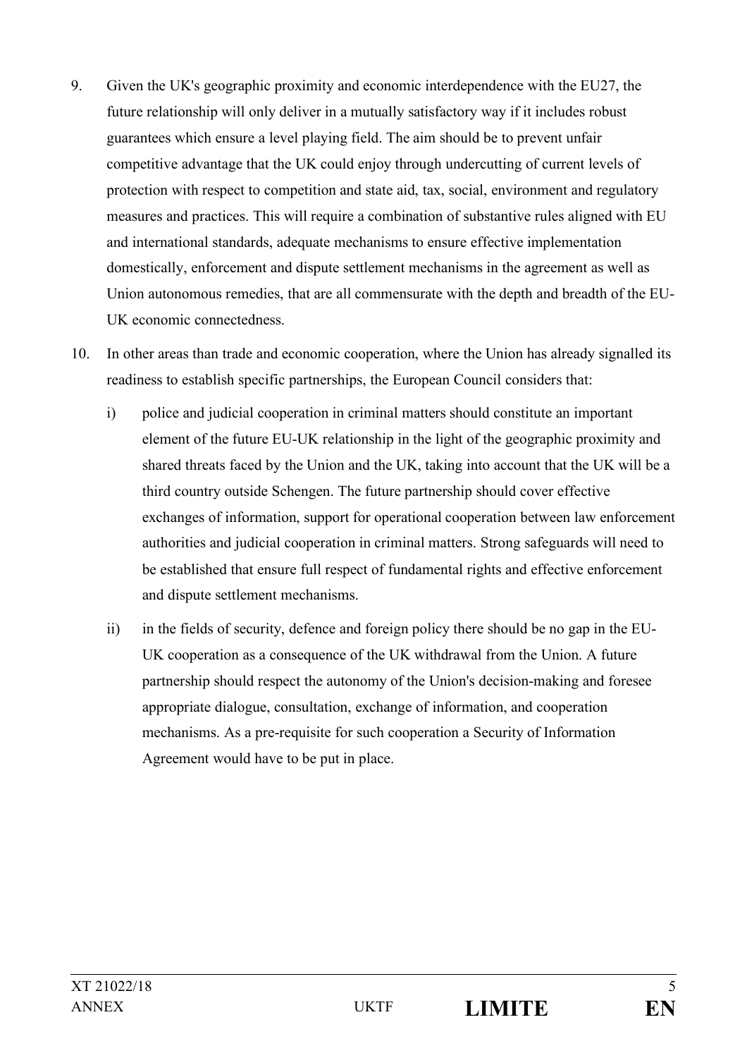9. Given the UK's geographic proximity and economic interdependence with the EU27, the future relationship will only deliver in a mutually satisfactory way if it includes robust guarantees which ensure a level playing field. The aim should be to prevent unfair competitive advantage that the UK could enjoy through undercutting of current levels of protection with respect to competition and state aid, tax, social, environment and regulatory measures and practices. This will require a combination of substantive rules aligned with EU and international standards, adequate mechanisms to ensure effective implementation domestically, enforcement and dispute settlement mechanisms in the agreement as well as Union autonomous remedies, that are all commensurate with the depth and breadth of the EU-UK economic connectedness.

10. In other areas than trade and economic cooperation, where the Union has already signalled its readiness to establish specific partnerships, the European Council considers that:

    i) police and judicial cooperation in criminal matters should constitute an important element of the future EU-UK relationship in the light of the geographic proximity and shared threats faced by the Union and the UK, taking into account that the UK will be a third country outside Schengen. The future partnership should cover effective exchanges of information, support for operational cooperation between law enforcement authorities and judicial cooperation in criminal matters. Strong safeguards will need to be established that ensure full respect of fundamental rights and effective enforcement and dispute settlement mechanisms.

    ii) in the fields of security, defence and foreign policy there should be no gap in the EU-UK cooperation as a consequence of the UK withdrawal from the Union. A future partnership should respect the autonomy of the Union's decision-making and foresee appropriate dialogue, consultation, exchange of information, and cooperation mechanisms. As a pre-requisite for such cooperation a Security of Information Agreement would have to be put in place.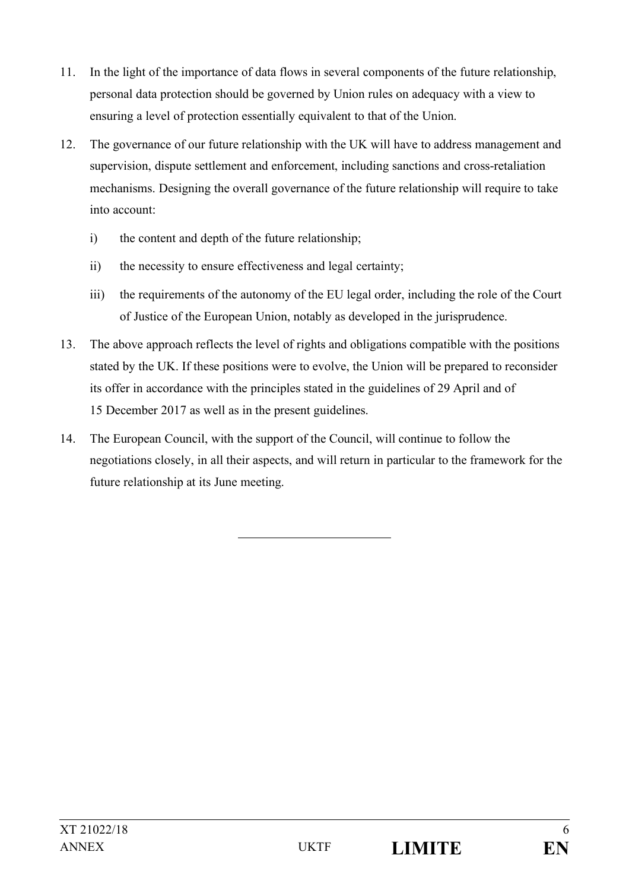11. In the light of the importance of data flows in several components of the future relationship, personal data protection should be governed by Union rules on adequacy with a view to ensuring a level of protection essentially equivalent to that of the Union.

12. The governance of our future relationship with the UK will have to address management and supervision, dispute settlement and enforcement, including sanctions and cross-retaliation mechanisms. Designing the overall governance of the future relationship will require to take into account:

    i) the content and depth of the future relationship;

    ii) the necessity to ensure effectiveness and legal certainty;

    iii) the requirements of the autonomy of the EU legal order, including the role of the Court of Justice of the European Union, notably as developed in the jurisprudence.

13. The above approach reflects the level of rights and obligations compatible with the positions stated by the UK. If these positions were to evolve, the Union will be prepared to reconsider its offer in accordance with the principles stated in the guidelines of 29 April and of 15 December 2017 as well as in the present guidelines.

14. The European Council, with the support of the Council, will continue to follow the negotiations closely, in all their aspects, and will return in particular to the framework for the future relationship at its June meeting.

---